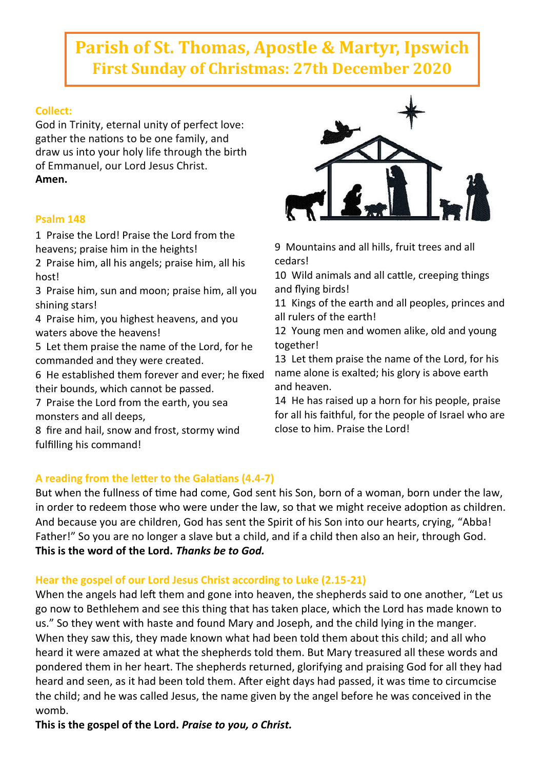# Parish of St. Thomas, Apostle & Martyr, Ipswich
## First Sunday of Christmas: 27th December 2020

### Collect:

God in Trinity, eternal unity of perfect love: gather the nations to be one family, and draw us into your holy life through the birth of Emmanuel, our Lord Jesus Christ.
**Amen.**

### Psalm 148

1 Praise the Lord! Praise the Lord from the heavens; praise him in the heights!
2 Praise him, all his angels; praise him, all his host!
3 Praise him, sun and moon; praise him, all you shining stars!
4 Praise him, you highest heavens, and you waters above the heavens!
5 Let them praise the name of the Lord, for he commanded and they were created.
6 He established them forever and ever; he fixed their bounds, which cannot be passed.
7 Praise the Lord from the earth, you sea monsters and all deeps,
8 fire and hail, snow and frost, stormy wind fulfilling his command!
9 Mountains and all hills, fruit trees and all cedars!
10 Wild animals and all cattle, creeping things and flying birds!
11 Kings of the earth and all peoples, princes and all rulers of the earth!
12 Young men and women alike, old and young together!
13 Let them praise the name of the Lord, for his name alone is exalted; his glory is above earth and heaven.
14 He has raised up a horn for his people, praise for all his faithful, for the people of Israel who are close to him. Praise the Lord!

### A reading from the letter to the Galatians (4.4-7)

But when the fullness of time had come, God sent his Son, born of a woman, born under the law, in order to redeem those who were under the law, so that we might receive adoption as children. And because you are children, God has sent the Spirit of his Son into our hearts, crying, "Abba! Father!" So you are no longer a slave but a child, and if a child then also an heir, through God.
**This is the word of the Lord.** ***Thanks be to God.***

### Hear the gospel of our Lord Jesus Christ according to Luke (2.15-21)

When the angels had left them and gone into heaven, the shepherds said to one another, "Let us go now to Bethlehem and see this thing that has taken place, which the Lord has made known to us." So they went with haste and found Mary and Joseph, and the child lying in the manger. When they saw this, they made known what had been told them about this child; and all who heard it were amazed at what the shepherds told them. But Mary treasured all these words and pondered them in her heart. The shepherds returned, glorifying and praising God for all they had heard and seen, as it had been told them. After eight days had passed, it was time to circumcise the child; and he was called Jesus, the name given by the angel before he was conceived in the womb.
**This is the gospel of the Lord.** ***Praise to you, o Christ.***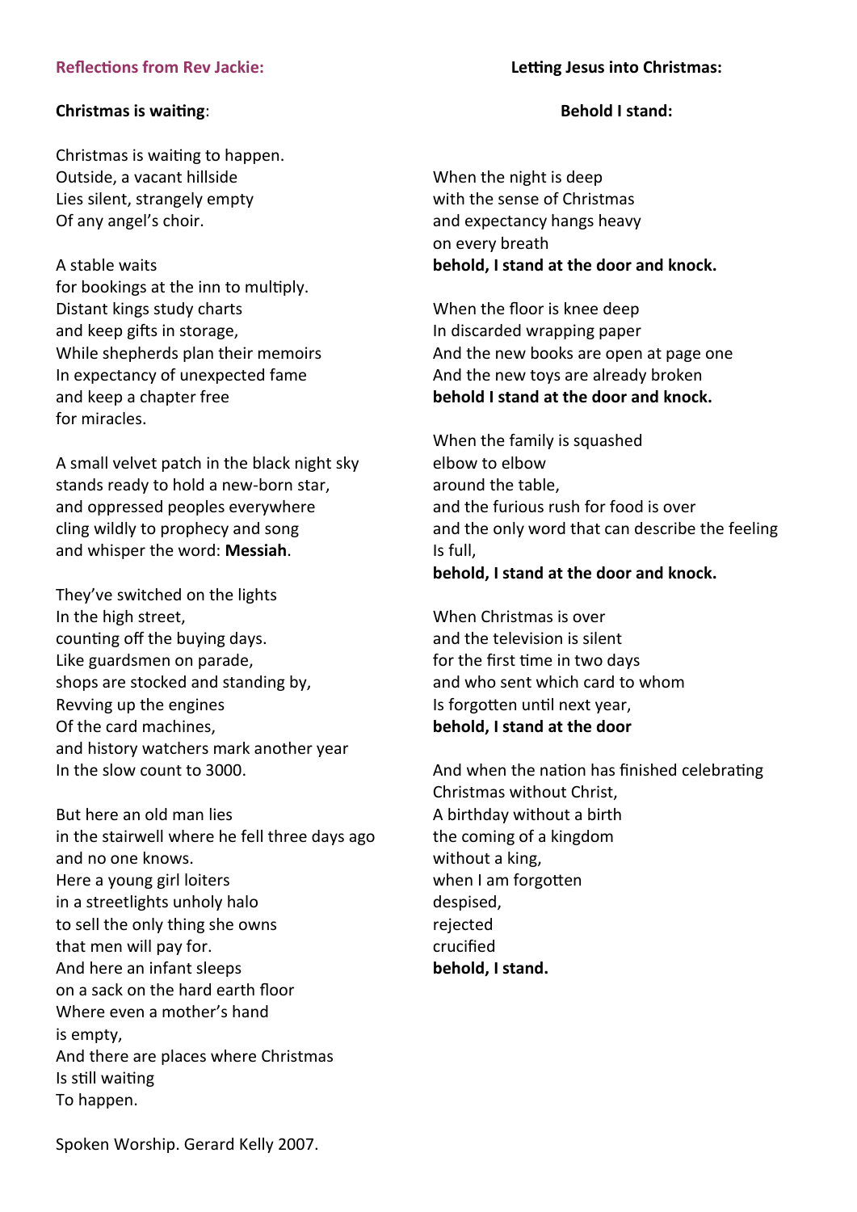## Reflections from Rev Jackie:

### Christmas is waiting:

Christmas is waiting to happen.
Outside, a vacant hillside
Lies silent, strangely empty
Of any angel's choir.

A stable waits
for bookings at the inn to multiply.
Distant kings study charts
and keep gifts in storage,
While shepherds plan their memoirs
In expectancy of unexpected fame
and keep a chapter free
for miracles.

A small velvet patch in the black night sky
stands ready to hold a new-born star,
and oppressed peoples everywhere
cling wildly to prophecy and song
and whisper the word: **Messiah**.

They've switched on the lights
In the high street,
counting off the buying days.
Like guardsmen on parade,
shops are stocked and standing by,
Revving up the engines
Of the card machines,
and history watchers mark another year
In the slow count to 3000.

But here an old man lies
in the stairwell where he fell three days ago
and no one knows.
Here a young girl loiters
in a streetlights unholy halo
to sell the only thing she owns
that men will pay for.
And here an infant sleeps
on a sack on the hard earth floor
Where even a mother's hand
is empty,
And there are places where Christmas
Is still waiting
To happen.

Spoken Worship. Gerard Kelly 2007.

## Letting Jesus into Christmas:

### Behold I stand:

When the night is deep
with the sense of Christmas
and expectancy hangs heavy
on every breath
**behold, I stand at the door and knock.**

When the floor is knee deep
In discarded wrapping paper
And the new books are open at page one
And the new toys are already broken
**behold I stand at the door and knock.**

When the family is squashed
elbow to elbow
around the table,
and the furious rush for food is over
and the only word that can describe the feeling
Is full,
**behold, I stand at the door and knock.**

When Christmas is over
and the television is silent
for the first time in two days
and who sent which card to whom
Is forgotten until next year,
**behold, I stand at the door**

And when the nation has finished celebrating
Christmas without Christ,
A birthday without a birth
the coming of a kingdom
without a king,
when I am forgotten
despised,
rejected
crucified
**behold, I stand.**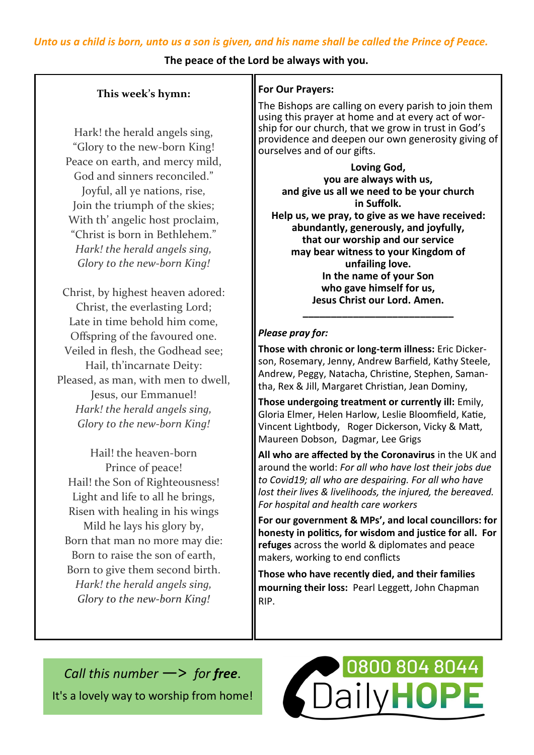*Unto us a child is born, unto us a son is given, and his name shall be called the Prince of Peace.*

**The peace of the Lord be always with you.**

**This week's hymn:**

Hark! the herald angels sing,
"Glory to the new-born King!
Peace on earth, and mercy mild,
God and sinners reconciled."
Joyful, all ye nations, rise,
Join the triumph of the skies;
With th' angelic host proclaim,
"Christ is born in Bethlehem."
*Hark! the herald angels sing,*
*Glory to the new-born King!*

Christ, by highest heaven adored:
Christ, the everlasting Lord;
Late in time behold him come,
Offspring of the favoured one.
Veiled in flesh, the Godhead see;
Hail, th'incarnate Deity:
Pleased, as man, with men to dwell,
Jesus, our Emmanuel!
*Hark! the herald angels sing,*
*Glory to the new-born King!*

Hail! the heaven-born
Prince of peace!
Hail! the Son of Righteousness!
Light and life to all he brings,
Risen with healing in his wings
Mild he lays his glory by,
Born that man no more may die:
Born to raise the son of earth,
Born to give them second birth.
*Hark! the herald angels sing,*
*Glory to the new-born King!*

**For Our Prayers:**

The Bishops are calling on every parish to join them using this prayer at home and at every act of worship for our church, that we grow in trust in God's providence and deepen our own generosity giving of ourselves and of our gifts.

**Loving God,**
**you are always with us,**
**and give us all we need to be your church in Suffolk.**
**Help us, we pray, to give as we have received:**
**abundantly, generously, and joyfully,**
**that our worship and our service**
**may bear witness to your Kingdom of unfailing love.**
**In the name of your Son**
**who gave himself for us,**
**Jesus Christ our Lord. Amen.**

---

***Please pray for:***

**Those with chronic or long-term illness:** Eric Dickerson, Rosemary, Jenny, Andrew Barfield, Kathy Steele, Andrew, Peggy, Natacha, Christine, Stephen, Samantha, Rex & Jill, Margaret Christian, Jean Dominy,

**Those undergoing treatment or currently ill:** Emily, Gloria Elmer, Helen Harlow, Leslie Bloomfield, Katie, Vincent Lightbody, Roger Dickerson, Vicky & Matt, Maureen Dobson, Dagmar, Lee Grigs

**All who are affected by the Coronavirus** in the UK and around the world: *For all who have lost their jobs due to Covid19; all who are despairing. For all who have lost their lives & livelihoods, the injured, the bereaved. For hospital and health care workers*

**For our government & MPs', and local councillors: for honesty in politics, for wisdom and justice for all. For refuges** across the world & diplomates and peace makers, working to end conflicts

**Those who have recently died, and their families mourning their loss:** Pearl Leggett, John Chapman RIP.

*Call this number —> for* ***free****.*

It's a lovely way to worship from home!

0800 804 8044 DailyHOPE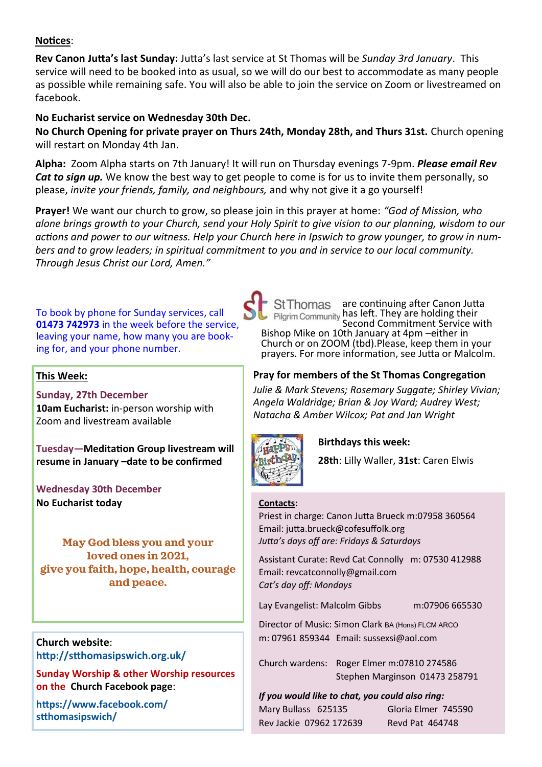**Notices**:

**Rev Canon Jutta's last Sunday:** Jutta's last service at St Thomas will be *Sunday 3rd January*. This service will need to be booked into as usual, so we will do our best to accommodate as many people as possible while remaining safe. You will also be able to join the service on Zoom or livestreamed on facebook.

**No Eucharist service on Wednesday 30th Dec.**

**No Church Opening for private prayer on Thurs 24th, Monday 28th, and Thurs 31st.** Church opening will restart on Monday 4th Jan.

**Alpha:** Zoom Alpha starts on 7th January! It will run on Thursday evenings 7-9pm. ***Please email Rev Cat to sign up.*** We know the best way to get people to come is for us to invite them personally, so please, *invite your friends, family, and neighbours,* and why not give it a go yourself!

**Prayer!** We want our church to grow, so please join in this prayer at home: *"God of Mission, who alone brings growth to your Church, send your Holy Spirit to give vision to our planning, wisdom to our actions and power to our witness. Help your Church here in Ipswich to grow younger, to grow in numbers and to grow leaders; in spiritual commitment to you and in service to our local community. Through Jesus Christ our Lord, Amen."*

To book by phone for Sunday services, call **01473 742973** in the week before the service, leaving your name, how many you are booking for, and your phone number.

St Thomas Pilgrim Community are continuing after Canon Jutta has left. They are holding their Second Commitment Service with Bishop Mike on 10th January at 4pm –either in Church or on ZOOM (tbd).Please, keep them in your prayers. For more information, see Jutta or Malcolm.

**This Week:**

**Sunday, 27th December**
**10am Eucharist:** in-person worship with Zoom and livestream available

**Tuesday—Meditation Group livestream will resume in January –date to be confirmed**

**Wednesday 30th December**
**No Eucharist today**

**May God bless you and your loved ones in 2021, give you faith, hope, health, courage and peace.**

**Pray for members of the St Thomas Congregation**

*Julie & Mark Stevens; Rosemary Suggate; Shirley Vivian; Angela Waldridge; Brian & Joy Ward; Audrey West; Natacha & Amber Wilcox; Pat and Jan Wright*

**Birthdays this week:**

**28th**: Lilly Waller, **31st**: Caren Elwis

**Church website**:
**http://stthomasipswich.org.uk/**

**Sunday Worship & other Worship resources on the Church Facebook page**:

**https://www.facebook.com/stthomasipswich/**

**Contacts:**

Priest in charge: Canon Jutta Brueck m:07958 360564
Email: jutta.brueck@cofesuffolk.org
*Jutta's days off are: Fridays & Saturdays*

Assistant Curate: Revd Cat Connolly m: 07530 412988
Email: revcatconnolly@gmail.com
*Cat's day off: Mondays*

Lay Evangelist: Malcolm Gibbs m:07906 665530

Director of Music: Simon Clark BA (Hons) FLCM ARCO
m: 07961 859344 Email: sussexsi@aol.com

Church wardens: Roger Elmer m:07810 274586
Stephen Marginson 01473 258791

***If you would like to chat, you could also ring:***
Mary Bullass 625135 Gloria Elmer 745590
Rev Jackie 07962 172639 Revd Pat 464748